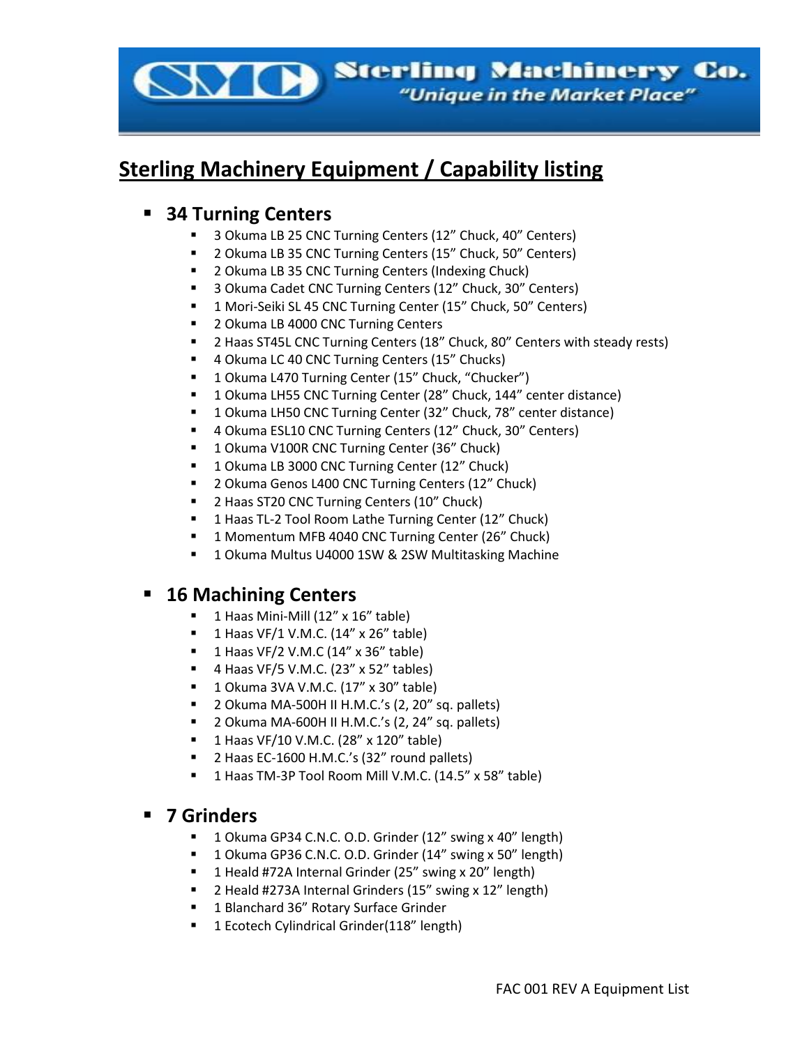Sterling Machinery Co.
*"Unique in the Market Place"*

# Sterling Machinery Equipment / Capability listing

- **34 Turning Centers**
  - 3 Okuma LB 25 CNC Turning Centers (12" Chuck, 40" Centers)
  - 2 Okuma LB 35 CNC Turning Centers (15" Chuck, 50" Centers)
  - 2 Okuma LB 35 CNC Turning Centers (Indexing Chuck)
  - 3 Okuma Cadet CNC Turning Centers (12" Chuck, 30" Centers)
  - 1 Mori-Seiki SL 45 CNC Turning Center (15" Chuck, 50" Centers)
  - 2 Okuma LB 4000 CNC Turning Centers
  - 2 Haas ST45L CNC Turning Centers (18" Chuck, 80" Centers with steady rests)
  - 4 Okuma LC 40 CNC Turning Centers (15" Chucks)
  - 1 Okuma L470 Turning Center (15" Chuck, "Chucker")
  - 1 Okuma LH55 CNC Turning Center (28" Chuck, 144" center distance)
  - 1 Okuma LH50 CNC Turning Center (32" Chuck, 78" center distance)
  - 4 Okuma ESL10 CNC Turning Centers (12" Chuck, 30" Centers)
  - 1 Okuma V100R CNC Turning Center (36" Chuck)
  - 1 Okuma LB 3000 CNC Turning Center (12" Chuck)
  - 2 Okuma Genos L400 CNC Turning Centers (12" Chuck)
  - 2 Haas ST20 CNC Turning Centers (10" Chuck)
  - 1 Haas TL-2 Tool Room Lathe Turning Center (12" Chuck)
  - 1 Momentum MFB 4040 CNC Turning Center (26" Chuck)
  - 1 Okuma Multus U4000 1SW & 2SW Multitasking Machine

- **16 Machining Centers**
  - 1 Haas Mini-Mill (12" x 16" table)
  - 1 Haas VF/1 V.M.C. (14" x 26" table)
  - 1 Haas VF/2 V.M.C (14" x 36" table)
  - 4 Haas VF/5 V.M.C. (23" x 52" tables)
  - 1 Okuma 3VA V.M.C. (17" x 30" table)
  - 2 Okuma MA-500H II H.M.C.'s (2, 20" sq. pallets)
  - 2 Okuma MA-600H II H.M.C.'s (2, 24" sq. pallets)
  - 1 Haas VF/10 V.M.C. (28" x 120" table)
  - 2 Haas EC-1600 H.M.C.'s (32" round pallets)
  - 1 Haas TM-3P Tool Room Mill V.M.C. (14.5" x 58" table)

- **7 Grinders**
  - 1 Okuma GP34 C.N.C. O.D. Grinder (12" swing x 40" length)
  - 1 Okuma GP36 C.N.C. O.D. Grinder (14" swing x 50" length)
  - 1 Heald #72A Internal Grinder (25" swing x 20" length)
  - 2 Heald #273A Internal Grinders (15" swing x 12" length)
  - 1 Blanchard 36" Rotary Surface Grinder
  - 1 Ecotech Cylindrical Grinder(118" length)

FAC 001 REV A Equipment List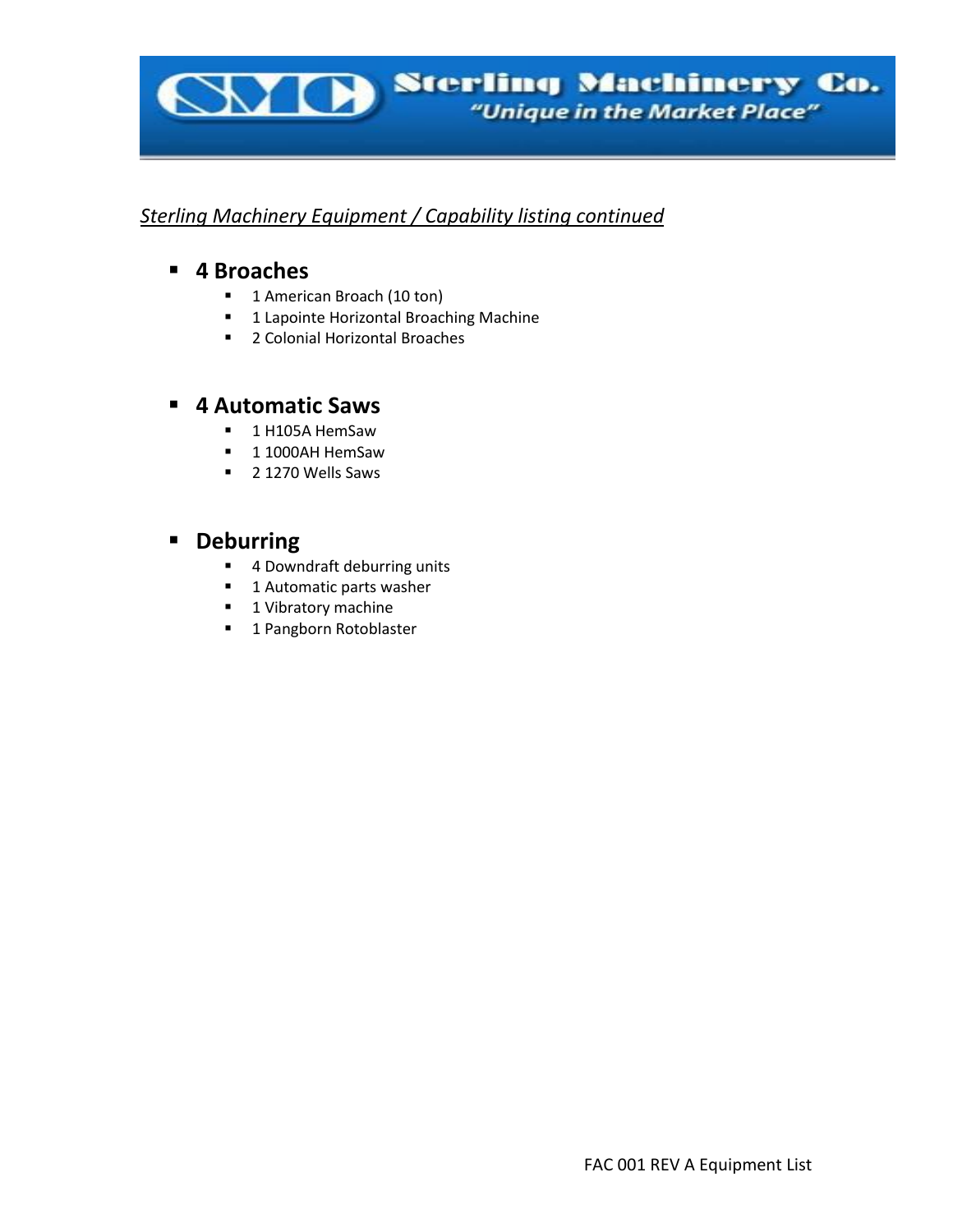*Sterling Machinery Equipment / Capability listing continued*

- **4 Broaches**
  - 1 American Broach (10 ton)
  - 1 Lapointe Horizontal Broaching Machine
  - 2 Colonial Horizontal Broaches

- **4 Automatic Saws**
  - 1 H105A HemSaw
  - 1 1000AH HemSaw
  - 2 1270 Wells Saws

- **Deburring**
  - 4 Downdraft deburring units
  - 1 Automatic parts washer
  - 1 Vibratory machine
  - 1 Pangborn Rotoblaster